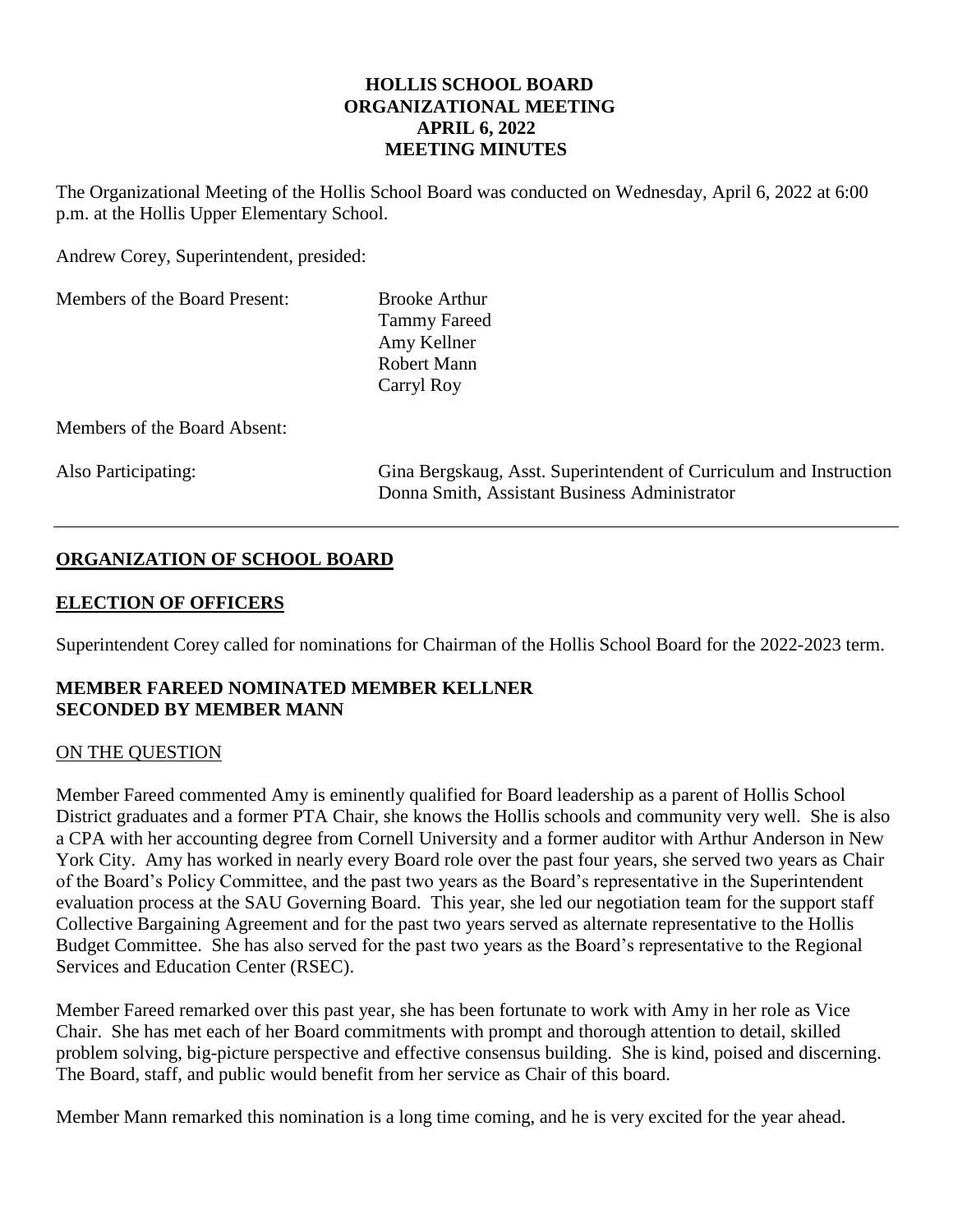# HOLLIS SCHOOL BOARD
# ORGANIZATIONAL MEETING
# APRIL 6, 2022
# MEETING MINUTES

The Organizational Meeting of the Hollis School Board was conducted on Wednesday, April 6, 2022 at 6:00 p.m. at the Hollis Upper Elementary School.

Andrew Corey, Superintendent, presided:

| | |
|---|---|
| Members of the Board Present: | Brooke Arthur<br>Tammy Fareed<br>Amy Kellner<br>Robert Mann<br>Carryl Roy |
| Members of the Board Absent: | |
| Also Participating: | Gina Bergskaug, Asst. Superintendent of Curriculum and Instruction<br>Donna Smith, Assistant Business Administrator |

---

## **ORGANIZATION OF SCHOOL BOARD**

## **ELECTION OF OFFICERS**

Superintendent Corey called for nominations for Chairman of the Hollis School Board for the 2022-2023 term.

**MEMBER FAREED NOMINATED MEMBER KELLNER**
**SECONDED BY MEMBER MANN**

ON THE QUESTION

Member Fareed commented Amy is eminently qualified for Board leadership as a parent of Hollis School District graduates and a former PTA Chair, she knows the Hollis schools and community very well. She is also a CPA with her accounting degree from Cornell University and a former auditor with Arthur Anderson in New York City. Amy has worked in nearly every Board role over the past four years, she served two years as Chair of the Board's Policy Committee, and the past two years as the Board's representative in the Superintendent evaluation process at the SAU Governing Board. This year, she led our negotiation team for the support staff Collective Bargaining Agreement and for the past two years served as alternate representative to the Hollis Budget Committee. She has also served for the past two years as the Board's representative to the Regional Services and Education Center (RSEC).

Member Fareed remarked over this past year, she has been fortunate to work with Amy in her role as Vice Chair. She has met each of her Board commitments with prompt and thorough attention to detail, skilled problem solving, big-picture perspective and effective consensus building. She is kind, poised and discerning. The Board, staff, and public would benefit from her service as Chair of this board.

Member Mann remarked this nomination is a long time coming, and he is very excited for the year ahead.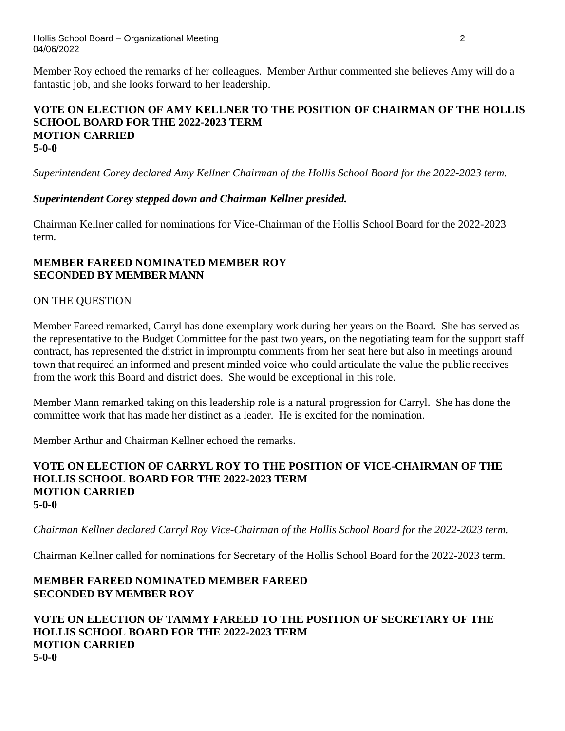Member Roy echoed the remarks of her colleagues. Member Arthur commented she believes Amy will do a fantastic job, and she looks forward to her leadership.

**VOTE ON ELECTION OF AMY KELLNER TO THE POSITION OF CHAIRMAN OF THE HOLLIS SCHOOL BOARD FOR THE 2022-2023 TERM**
**MOTION CARRIED**
**5-0-0**

*Superintendent Corey declared Amy Kellner Chairman of the Hollis School Board for the 2022-2023 term.*

***Superintendent Corey stepped down and Chairman Kellner presided.***

Chairman Kellner called for nominations for Vice-Chairman of the Hollis School Board for the 2022-2023 term.

**MEMBER FAREED NOMINATED MEMBER ROY**
**SECONDED BY MEMBER MANN**

<u>ON THE QUESTION</u>

Member Fareed remarked, Carryl has done exemplary work during her years on the Board. She has served as the representative to the Budget Committee for the past two years, on the negotiating team for the support staff contract, has represented the district in impromptu comments from her seat here but also in meetings around town that required an informed and present minded voice who could articulate the value the public receives from the work this Board and district does. She would be exceptional in this role.

Member Mann remarked taking on this leadership role is a natural progression for Carryl. She has done the committee work that has made her distinct as a leader. He is excited for the nomination.

Member Arthur and Chairman Kellner echoed the remarks.

**VOTE ON ELECTION OF CARRYL ROY TO THE POSITION OF VICE-CHAIRMAN OF THE HOLLIS SCHOOL BOARD FOR THE 2022-2023 TERM**
**MOTION CARRIED**
**5-0-0**

*Chairman Kellner declared Carryl Roy Vice-Chairman of the Hollis School Board for the 2022-2023 term.*

Chairman Kellner called for nominations for Secretary of the Hollis School Board for the 2022-2023 term.

**MEMBER FAREED NOMINATED MEMBER FAREED**
**SECONDED BY MEMBER ROY**

**VOTE ON ELECTION OF TAMMY FAREED TO THE POSITION OF SECRETARY OF THE HOLLIS SCHOOL BOARD FOR THE 2022-2023 TERM**
**MOTION CARRIED**
**5-0-0**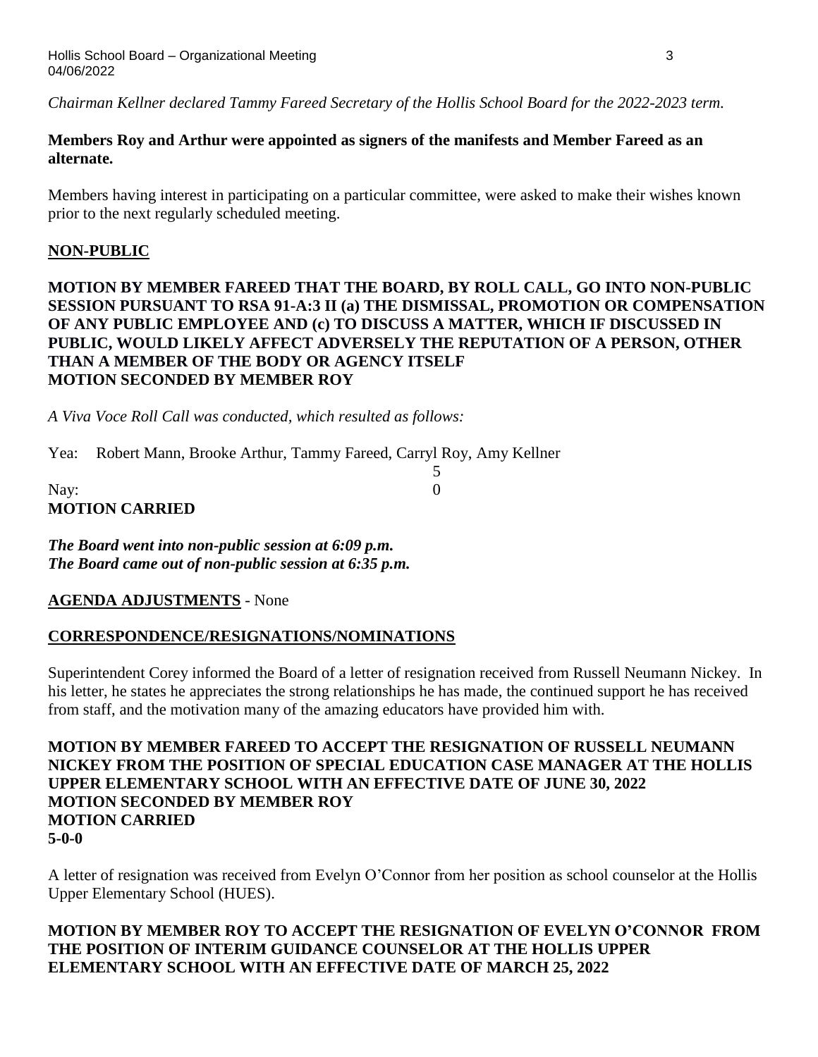*Chairman Kellner declared Tammy Fareed Secretary of the Hollis School Board for the 2022-2023 term.*

**Members Roy and Arthur were appointed as signers of the manifests and Member Fareed as an alternate.**

Members having interest in participating on a particular committee, were asked to make their wishes known prior to the next regularly scheduled meeting.

**NON-PUBLIC**

**MOTION BY MEMBER FAREED THAT THE BOARD, BY ROLL CALL, GO INTO NON-PUBLIC SESSION PURSUANT TO RSA 91-A:3 II (a) THE DISMISSAL, PROMOTION OR COMPENSATION OF ANY PUBLIC EMPLOYEE AND (c) TO DISCUSS A MATTER, WHICH IF DISCUSSED IN PUBLIC, WOULD LIKELY AFFECT ADVERSELY THE REPUTATION OF A PERSON, OTHER THAN A MEMBER OF THE BODY OR AGENCY ITSELF**
**MOTION SECONDED BY MEMBER ROY**

*A Viva Voce Roll Call was conducted, which resulted as follows:*

Yea: Robert Mann, Brooke Arthur, Tammy Fareed, Carryl Roy, Amy Kellner
5
Nay: 0
**MOTION CARRIED**

***The Board went into non-public session at 6:09 p.m.***
***The Board came out of non-public session at 6:35 p.m.***

**AGENDA ADJUSTMENTS** - None

**CORRESPONDENCE/RESIGNATIONS/NOMINATIONS**

Superintendent Corey informed the Board of a letter of resignation received from Russell Neumann Nickey. In his letter, he states he appreciates the strong relationships he has made, the continued support he has received from staff, and the motivation many of the amazing educators have provided him with.

**MOTION BY MEMBER FAREED TO ACCEPT THE RESIGNATION OF RUSSELL NEUMANN NICKEY FROM THE POSITION OF SPECIAL EDUCATION CASE MANAGER AT THE HOLLIS UPPER ELEMENTARY SCHOOL WITH AN EFFECTIVE DATE OF JUNE 30, 2022**
**MOTION SECONDED BY MEMBER ROY**
**MOTION CARRIED**
**5-0-0**

A letter of resignation was received from Evelyn O'Connor from her position as school counselor at the Hollis Upper Elementary School (HUES).

**MOTION BY MEMBER ROY TO ACCEPT THE RESIGNATION OF EVELYN O'CONNOR FROM THE POSITION OF INTERIM GUIDANCE COUNSELOR AT THE HOLLIS UPPER ELEMENTARY SCHOOL WITH AN EFFECTIVE DATE OF MARCH 25, 2022**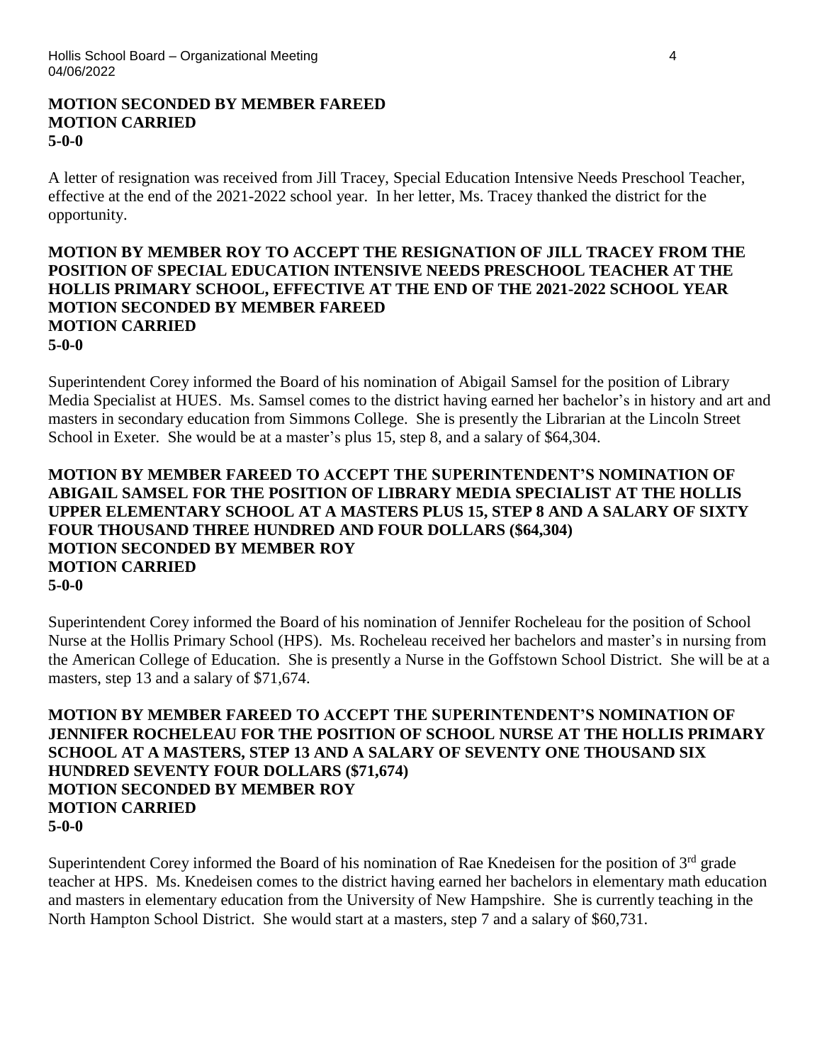**MOTION SECONDED BY MEMBER FAREED**
**MOTION CARRIED**
**5-0-0**

A letter of resignation was received from Jill Tracey, Special Education Intensive Needs Preschool Teacher, effective at the end of the 2021-2022 school year. In her letter, Ms. Tracey thanked the district for the opportunity.

**MOTION BY MEMBER ROY TO ACCEPT THE RESIGNATION OF JILL TRACEY FROM THE POSITION OF SPECIAL EDUCATION INTENSIVE NEEDS PRESCHOOL TEACHER AT THE HOLLIS PRIMARY SCHOOL, EFFECTIVE AT THE END OF THE 2021-2022 SCHOOL YEAR**
**MOTION SECONDED BY MEMBER FAREED**
**MOTION CARRIED**
**5-0-0**

Superintendent Corey informed the Board of his nomination of Abigail Samsel for the position of Library Media Specialist at HUES. Ms. Samsel comes to the district having earned her bachelor's in history and art and masters in secondary education from Simmons College. She is presently the Librarian at the Lincoln Street School in Exeter. She would be at a master's plus 15, step 8, and a salary of $64,304.

**MOTION BY MEMBER FAREED TO ACCEPT THE SUPERINTENDENT'S NOMINATION OF ABIGAIL SAMSEL FOR THE POSITION OF LIBRARY MEDIA SPECIALIST AT THE HOLLIS UPPER ELEMENTARY SCHOOL AT A MASTERS PLUS 15, STEP 8 AND A SALARY OF SIXTY FOUR THOUSAND THREE HUNDRED AND FOUR DOLLARS ($64,304)**
**MOTION SECONDED BY MEMBER ROY**
**MOTION CARRIED**
**5-0-0**

Superintendent Corey informed the Board of his nomination of Jennifer Rocheleau for the position of School Nurse at the Hollis Primary School (HPS). Ms. Rocheleau received her bachelors and master's in nursing from the American College of Education. She is presently a Nurse in the Goffstown School District. She will be at a masters, step 13 and a salary of $71,674.

**MOTION BY MEMBER FAREED TO ACCEPT THE SUPERINTENDENT'S NOMINATION OF JENNIFER ROCHELEAU FOR THE POSITION OF SCHOOL NURSE AT THE HOLLIS PRIMARY SCHOOL AT A MASTERS, STEP 13 AND A SALARY OF SEVENTY ONE THOUSAND SIX HUNDRED SEVENTY FOUR DOLLARS ($71,674)**
**MOTION SECONDED BY MEMBER ROY**
**MOTION CARRIED**
**5-0-0**

Superintendent Corey informed the Board of his nomination of Rae Knedeisen for the position of 3rd grade teacher at HPS. Ms. Knedeisen comes to the district having earned her bachelors in elementary math education and masters in elementary education from the University of New Hampshire. She is currently teaching in the North Hampton School District. She would start at a masters, step 7 and a salary of $60,731.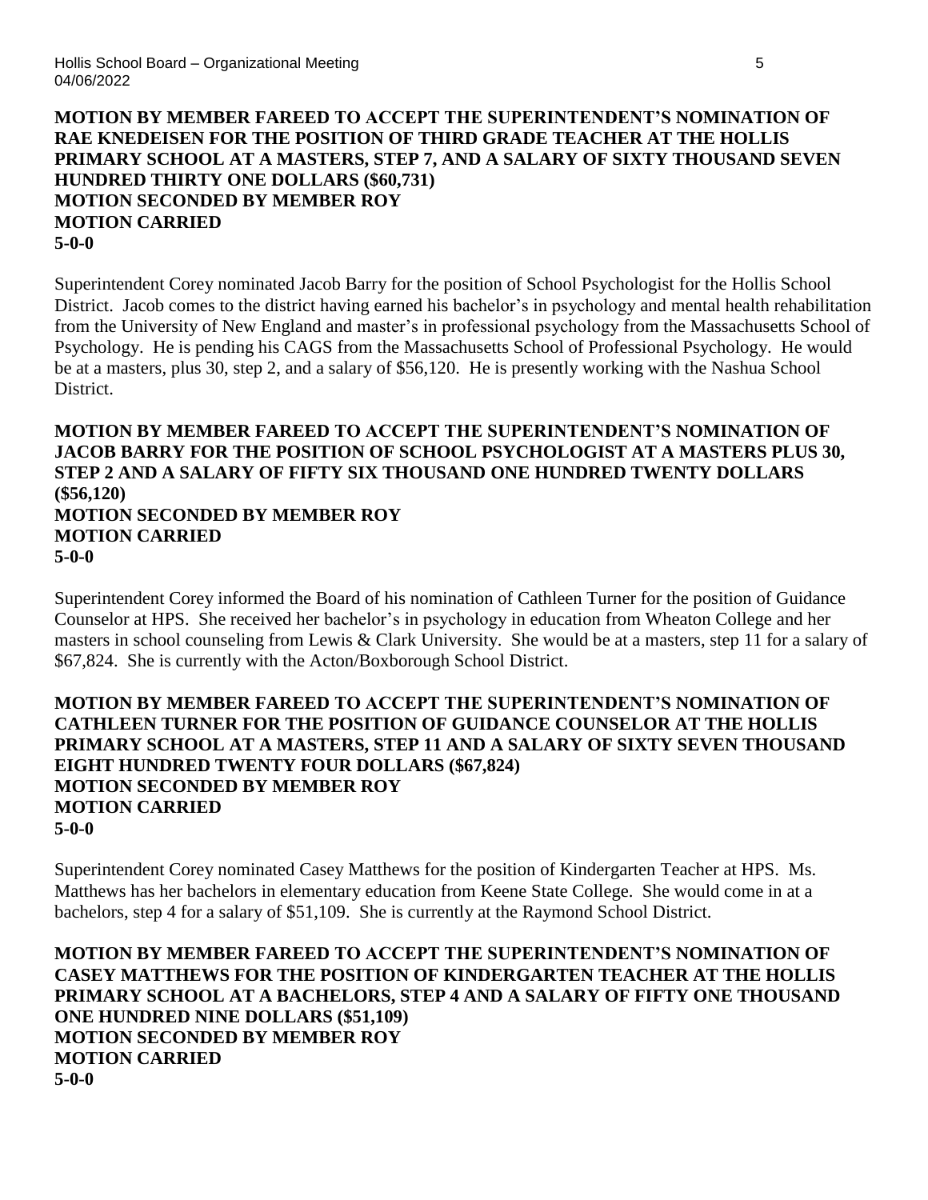**MOTION BY MEMBER FAREED TO ACCEPT THE SUPERINTENDENT'S NOMINATION OF RAE KNEDEISEN FOR THE POSITION OF THIRD GRADE TEACHER AT THE HOLLIS PRIMARY SCHOOL AT A MASTERS, STEP 7, AND A SALARY OF SIXTY THOUSAND SEVEN HUNDRED THIRTY ONE DOLLARS ($60,731)**
**MOTION SECONDED BY MEMBER ROY**
**MOTION CARRIED**
**5-0-0**

Superintendent Corey nominated Jacob Barry for the position of School Psychologist for the Hollis School District. Jacob comes to the district having earned his bachelor's in psychology and mental health rehabilitation from the University of New England and master's in professional psychology from the Massachusetts School of Psychology. He is pending his CAGS from the Massachusetts School of Professional Psychology. He would be at a masters, plus 30, step 2, and a salary of $56,120. He is presently working with the Nashua School District.

**MOTION BY MEMBER FAREED TO ACCEPT THE SUPERINTENDENT'S NOMINATION OF JACOB BARRY FOR THE POSITION OF SCHOOL PSYCHOLOGIST AT A MASTERS PLUS 30, STEP 2 AND A SALARY OF FIFTY SIX THOUSAND ONE HUNDRED TWENTY DOLLARS ($56,120)**
**MOTION SECONDED BY MEMBER ROY**
**MOTION CARRIED**
**5-0-0**

Superintendent Corey informed the Board of his nomination of Cathleen Turner for the position of Guidance Counselor at HPS. She received her bachelor's in psychology in education from Wheaton College and her masters in school counseling from Lewis & Clark University. She would be at a masters, step 11 for a salary of $67,824. She is currently with the Acton/Boxborough School District.

**MOTION BY MEMBER FAREED TO ACCEPT THE SUPERINTENDENT'S NOMINATION OF CATHLEEN TURNER FOR THE POSITION OF GUIDANCE COUNSELOR AT THE HOLLIS PRIMARY SCHOOL AT A MASTERS, STEP 11 AND A SALARY OF SIXTY SEVEN THOUSAND EIGHT HUNDRED TWENTY FOUR DOLLARS ($67,824)**
**MOTION SECONDED BY MEMBER ROY**
**MOTION CARRIED**
**5-0-0**

Superintendent Corey nominated Casey Matthews for the position of Kindergarten Teacher at HPS. Ms. Matthews has her bachelors in elementary education from Keene State College. She would come in at a bachelors, step 4 for a salary of $51,109. She is currently at the Raymond School District.

**MOTION BY MEMBER FAREED TO ACCEPT THE SUPERINTENDENT'S NOMINATION OF CASEY MATTHEWS FOR THE POSITION OF KINDERGARTEN TEACHER AT THE HOLLIS PRIMARY SCHOOL AT A BACHELORS, STEP 4 AND A SALARY OF FIFTY ONE THOUSAND ONE HUNDRED NINE DOLLARS ($51,109)**
**MOTION SECONDED BY MEMBER ROY**
**MOTION CARRIED**
**5-0-0**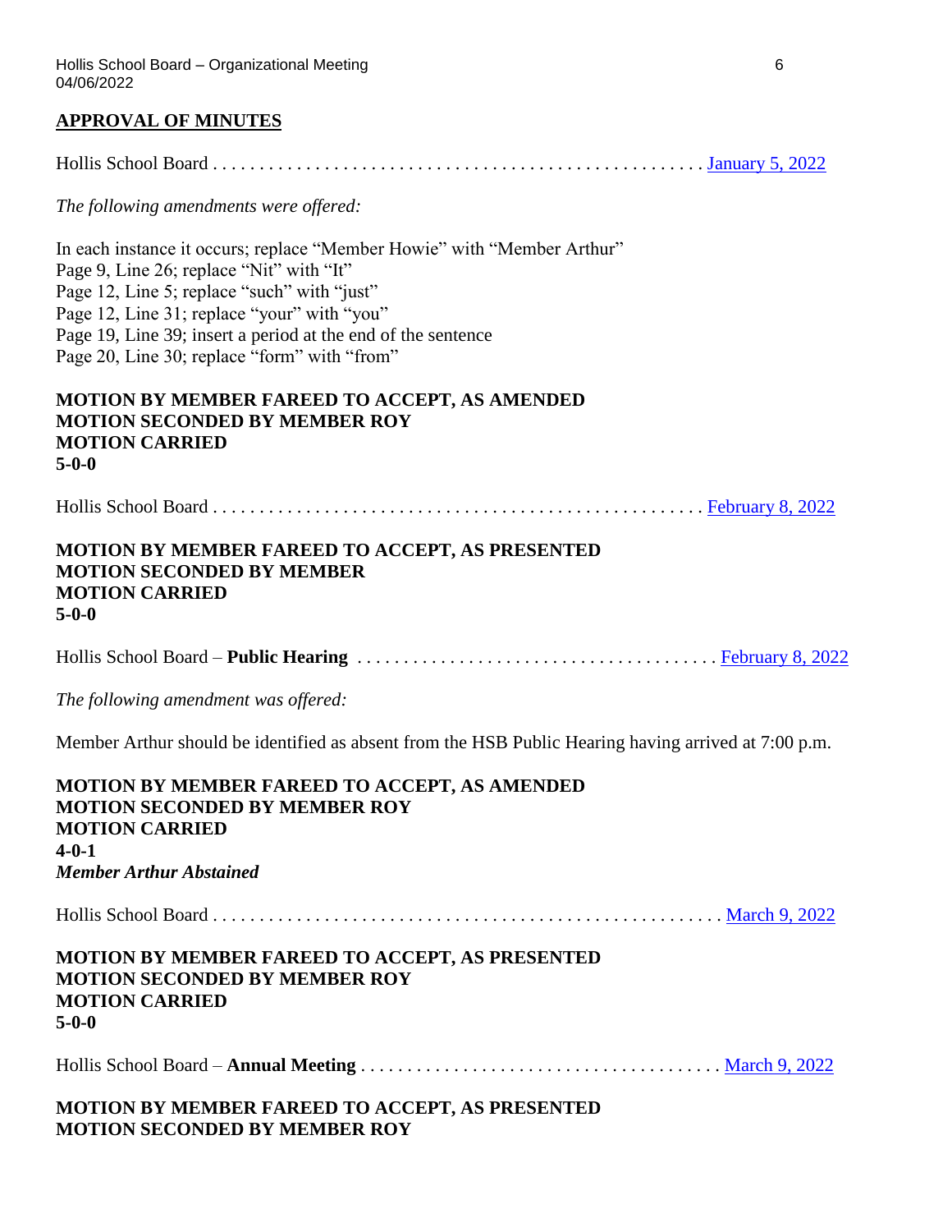## APPROVAL OF MINUTES

Hollis School Board . . . . . . . . . . . . . . . . . . . . . . . . . . . . . . . . . . . . . . . . . . . . . . . . . . . . January 5, 2022

*The following amendments were offered:*

In each instance it occurs; replace "Member Howie" with "Member Arthur"
Page 9, Line 26; replace "Nit" with "It"
Page 12, Line 5; replace "such" with "just"
Page 12, Line 31; replace "your" with "you"
Page 19, Line 39; insert a period at the end of the sentence
Page 20, Line 30; replace "form" with "from"

**MOTION BY MEMBER FAREED TO ACCEPT, AS AMENDED**
**MOTION SECONDED BY MEMBER ROY**
**MOTION CARRIED**
**5-0-0**

Hollis School Board . . . . . . . . . . . . . . . . . . . . . . . . . . . . . . . . . . . . . . . . . . . . . . . . . . . . February 8, 2022

**MOTION BY MEMBER FAREED TO ACCEPT, AS PRESENTED**
**MOTION SECONDED BY MEMBER**
**MOTION CARRIED**
**5-0-0**

Hollis School Board – **Public Hearing** . . . . . . . . . . . . . . . . . . . . . . . . . . . . . . . . . . . . . . February 8, 2022

*The following amendment was offered:*

Member Arthur should be identified as absent from the HSB Public Hearing having arrived at 7:00 p.m.

**MOTION BY MEMBER FAREED TO ACCEPT, AS AMENDED**
**MOTION SECONDED BY MEMBER ROY**
**MOTION CARRIED**
**4-0-1**
***Member Arthur Abstained***

Hollis School Board . . . . . . . . . . . . . . . . . . . . . . . . . . . . . . . . . . . . . . . . . . . . . . . . . . . . . . March 9, 2022

**MOTION BY MEMBER FAREED TO ACCEPT, AS PRESENTED**
**MOTION SECONDED BY MEMBER ROY**
**MOTION CARRIED**
**5-0-0**

Hollis School Board – **Annual Meeting** . . . . . . . . . . . . . . . . . . . . . . . . . . . . . . . . . . . . . . March 9, 2022

**MOTION BY MEMBER FAREED TO ACCEPT, AS PRESENTED**
**MOTION SECONDED BY MEMBER ROY**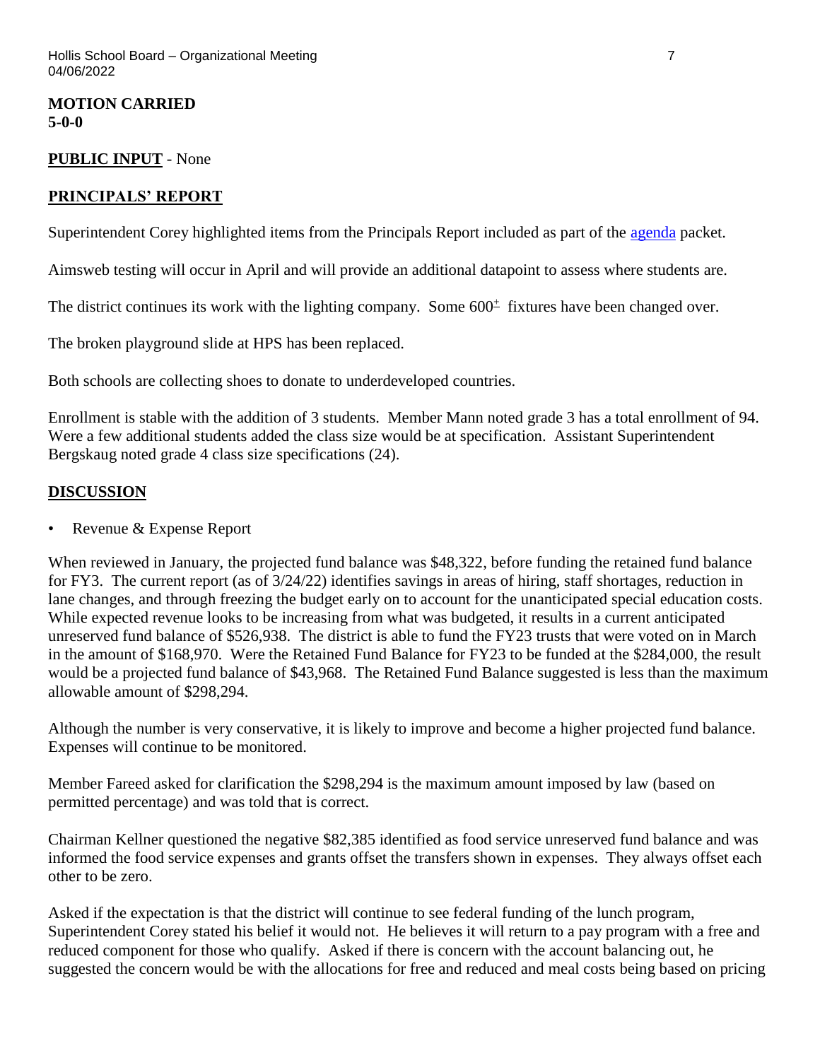**MOTION CARRIED**
**5-0-0**

**PUBLIC INPUT** - None

**PRINCIPALS' REPORT**

Superintendent Corey highlighted items from the Principals Report included as part of the agenda packet.

Aimsweb testing will occur in April and will provide an additional datapoint to assess where students are.

The district continues its work with the lighting company. Some $600^{\pm}$ fixtures have been changed over.

The broken playground slide at HPS has been replaced.

Both schools are collecting shoes to donate to underdeveloped countries.

Enrollment is stable with the addition of 3 students. Member Mann noted grade 3 has a total enrollment of 94. Were a few additional students added the class size would be at specification. Assistant Superintendent Bergskaug noted grade 4 class size specifications (24).

**DISCUSSION**

- Revenue & Expense Report

When reviewed in January, the projected fund balance was $48,322, before funding the retained fund balance for FY3. The current report (as of 3/24/22) identifies savings in areas of hiring, staff shortages, reduction in lane changes, and through freezing the budget early on to account for the unanticipated special education costs. While expected revenue looks to be increasing from what was budgeted, it results in a current anticipated unreserved fund balance of $526,938. The district is able to fund the FY23 trusts that were voted on in March in the amount of $168,970. Were the Retained Fund Balance for FY23 to be funded at the $284,000, the result would be a projected fund balance of $43,968. The Retained Fund Balance suggested is less than the maximum allowable amount of $298,294.

Although the number is very conservative, it is likely to improve and become a higher projected fund balance. Expenses will continue to be monitored.

Member Fareed asked for clarification the $298,294 is the maximum amount imposed by law (based on permitted percentage) and was told that is correct.

Chairman Kellner questioned the negative $82,385 identified as food service unreserved fund balance and was informed the food service expenses and grants offset the transfers shown in expenses. They always offset each other to be zero.

Asked if the expectation is that the district will continue to see federal funding of the lunch program, Superintendent Corey stated his belief it would not. He believes it will return to a pay program with a free and reduced component for those who qualify. Asked if there is concern with the account balancing out, he suggested the concern would be with the allocations for free and reduced and meal costs being based on pricing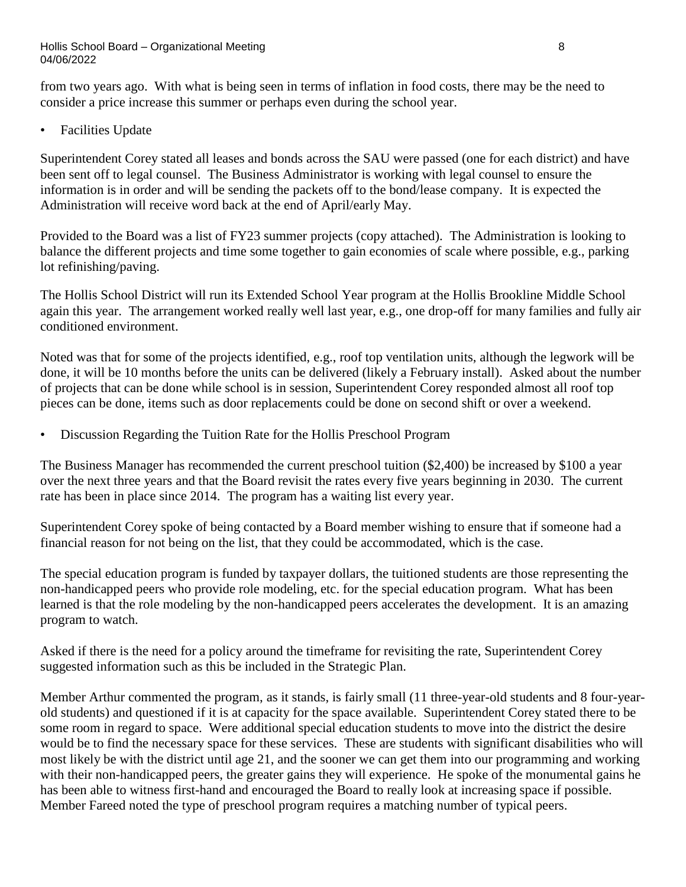from two years ago. With what is being seen in terms of inflation in food costs, there may be the need to consider a price increase this summer or perhaps even during the school year.

- Facilities Update

Superintendent Corey stated all leases and bonds across the SAU were passed (one for each district) and have been sent off to legal counsel. The Business Administrator is working with legal counsel to ensure the information is in order and will be sending the packets off to the bond/lease company. It is expected the Administration will receive word back at the end of April/early May.

Provided to the Board was a list of FY23 summer projects (copy attached). The Administration is looking to balance the different projects and time some together to gain economies of scale where possible, e.g., parking lot refinishing/paving.

The Hollis School District will run its Extended School Year program at the Hollis Brookline Middle School again this year. The arrangement worked really well last year, e.g., one drop-off for many families and fully air conditioned environment.

Noted was that for some of the projects identified, e.g., roof top ventilation units, although the legwork will be done, it will be 10 months before the units can be delivered (likely a February install). Asked about the number of projects that can be done while school is in session, Superintendent Corey responded almost all roof top pieces can be done, items such as door replacements could be done on second shift or over a weekend.

- Discussion Regarding the Tuition Rate for the Hollis Preschool Program

The Business Manager has recommended the current preschool tuition ($2,400) be increased by $100 a year over the next three years and that the Board revisit the rates every five years beginning in 2030. The current rate has been in place since 2014. The program has a waiting list every year.

Superintendent Corey spoke of being contacted by a Board member wishing to ensure that if someone had a financial reason for not being on the list, that they could be accommodated, which is the case.

The special education program is funded by taxpayer dollars, the tuitioned students are those representing the non-handicapped peers who provide role modeling, etc. for the special education program. What has been learned is that the role modeling by the non-handicapped peers accelerates the development. It is an amazing program to watch.

Asked if there is the need for a policy around the timeframe for revisiting the rate, Superintendent Corey suggested information such as this be included in the Strategic Plan.

Member Arthur commented the program, as it stands, is fairly small (11 three-year-old students and 8 four-year-old students) and questioned if it is at capacity for the space available. Superintendent Corey stated there to be some room in regard to space. Were additional special education students to move into the district the desire would be to find the necessary space for these services. These are students with significant disabilities who will most likely be with the district until age 21, and the sooner we can get them into our programming and working with their non-handicapped peers, the greater gains they will experience. He spoke of the monumental gains he has been able to witness first-hand and encouraged the Board to really look at increasing space if possible. Member Fareed noted the type of preschool program requires a matching number of typical peers.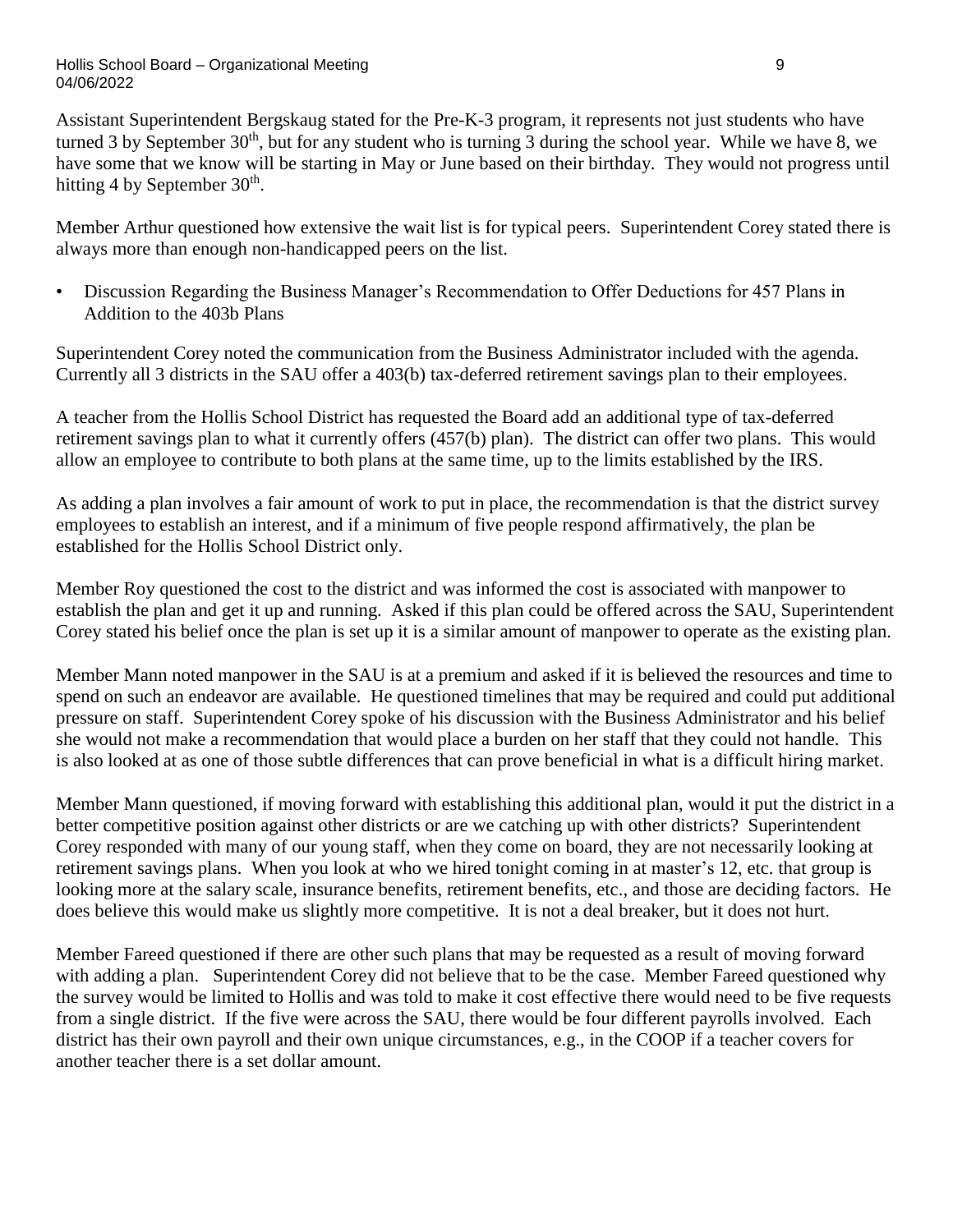Assistant Superintendent Bergskaug stated for the Pre-K-3 program, it represents not just students who have turned 3 by September 30th, but for any student who is turning 3 during the school year. While we have 8, we have some that we know will be starting in May or June based on their birthday. They would not progress until hitting 4 by September 30th.

Member Arthur questioned how extensive the wait list is for typical peers. Superintendent Corey stated there is always more than enough non-handicapped peers on the list.

- Discussion Regarding the Business Manager's Recommendation to Offer Deductions for 457 Plans in Addition to the 403b Plans

Superintendent Corey noted the communication from the Business Administrator included with the agenda. Currently all 3 districts in the SAU offer a 403(b) tax-deferred retirement savings plan to their employees.

A teacher from the Hollis School District has requested the Board add an additional type of tax-deferred retirement savings plan to what it currently offers (457(b) plan). The district can offer two plans. This would allow an employee to contribute to both plans at the same time, up to the limits established by the IRS.

As adding a plan involves a fair amount of work to put in place, the recommendation is that the district survey employees to establish an interest, and if a minimum of five people respond affirmatively, the plan be established for the Hollis School District only.

Member Roy questioned the cost to the district and was informed the cost is associated with manpower to establish the plan and get it up and running. Asked if this plan could be offered across the SAU, Superintendent Corey stated his belief once the plan is set up it is a similar amount of manpower to operate as the existing plan.

Member Mann noted manpower in the SAU is at a premium and asked if it is believed the resources and time to spend on such an endeavor are available. He questioned timelines that may be required and could put additional pressure on staff. Superintendent Corey spoke of his discussion with the Business Administrator and his belief she would not make a recommendation that would place a burden on her staff that they could not handle. This is also looked at as one of those subtle differences that can prove beneficial in what is a difficult hiring market.

Member Mann questioned, if moving forward with establishing this additional plan, would it put the district in a better competitive position against other districts or are we catching up with other districts? Superintendent Corey responded with many of our young staff, when they come on board, they are not necessarily looking at retirement savings plans. When you look at who we hired tonight coming in at master's 12, etc. that group is looking more at the salary scale, insurance benefits, retirement benefits, etc., and those are deciding factors. He does believe this would make us slightly more competitive. It is not a deal breaker, but it does not hurt.

Member Fareed questioned if there are other such plans that may be requested as a result of moving forward with adding a plan. Superintendent Corey did not believe that to be the case. Member Fareed questioned why the survey would be limited to Hollis and was told to make it cost effective there would need to be five requests from a single district. If the five were across the SAU, there would be four different payrolls involved. Each district has their own payroll and their own unique circumstances, e.g., in the COOP if a teacher covers for another teacher there is a set dollar amount.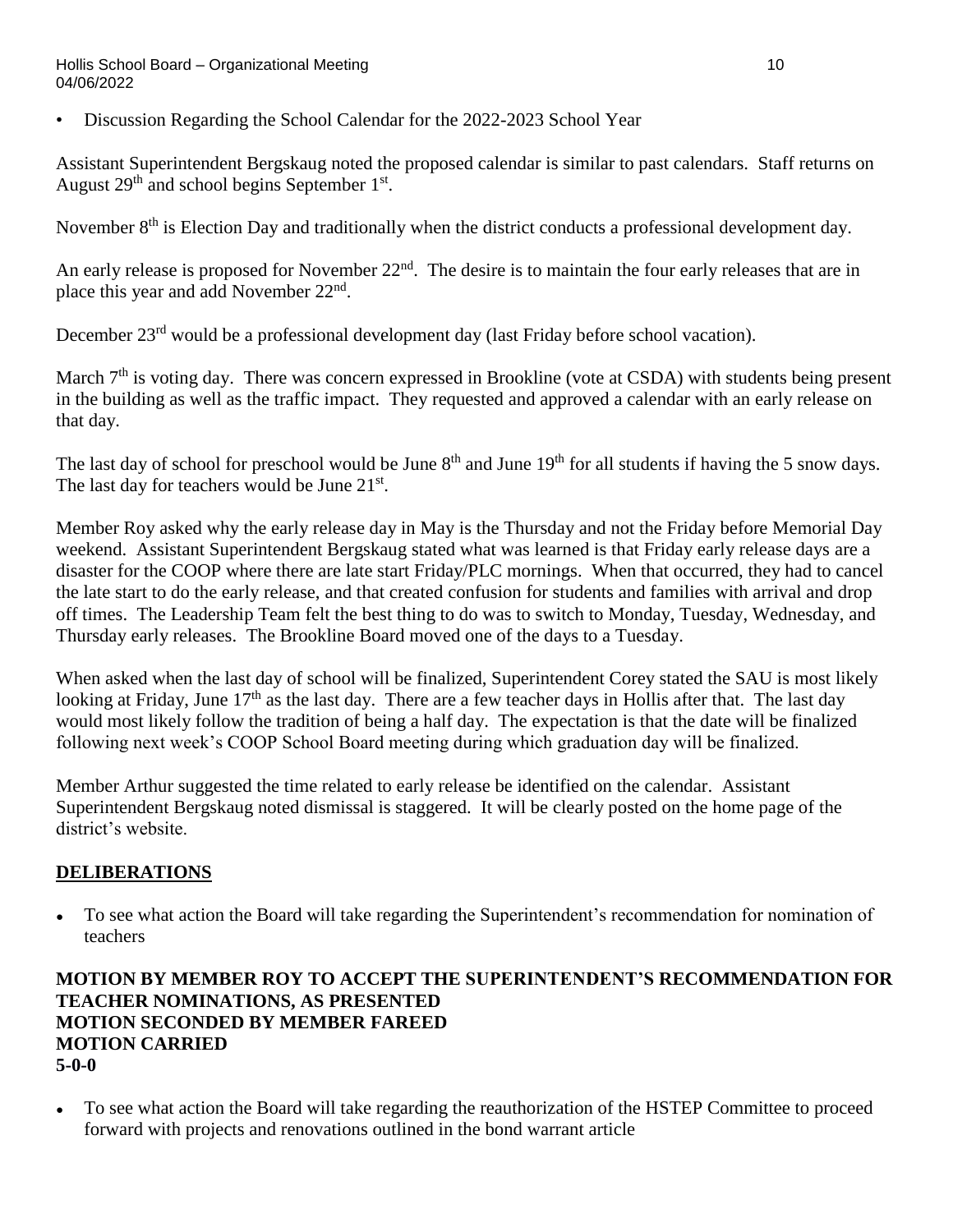- Discussion Regarding the School Calendar for the 2022-2023 School Year

Assistant Superintendent Bergskaug noted the proposed calendar is similar to past calendars. Staff returns on August 29th and school begins September 1st.

November 8th is Election Day and traditionally when the district conducts a professional development day.

An early release is proposed for November 22nd. The desire is to maintain the four early releases that are in place this year and add November 22nd.

December 23rd would be a professional development day (last Friday before school vacation).

March 7th is voting day. There was concern expressed in Brookline (vote at CSDA) with students being present in the building as well as the traffic impact. They requested and approved a calendar with an early release on that day.

The last day of school for preschool would be June 8th and June 19th for all students if having the 5 snow days. The last day for teachers would be June 21st.

Member Roy asked why the early release day in May is the Thursday and not the Friday before Memorial Day weekend. Assistant Superintendent Bergskaug stated what was learned is that Friday early release days are a disaster for the COOP where there are late start Friday/PLC mornings. When that occurred, they had to cancel the late start to do the early release, and that created confusion for students and families with arrival and drop off times. The Leadership Team felt the best thing to do was to switch to Monday, Tuesday, Wednesday, and Thursday early releases. The Brookline Board moved one of the days to a Tuesday.

When asked when the last day of school will be finalized, Superintendent Corey stated the SAU is most likely looking at Friday, June 17th as the last day. There are a few teacher days in Hollis after that. The last day would most likely follow the tradition of being a half day. The expectation is that the date will be finalized following next week's COOP School Board meeting during which graduation day will be finalized.

Member Arthur suggested the time related to early release be identified on the calendar. Assistant Superintendent Bergskaug noted dismissal is staggered. It will be clearly posted on the home page of the district's website.

## DELIBERATIONS

- To see what action the Board will take regarding the Superintendent's recommendation for nomination of teachers

**MOTION BY MEMBER ROY TO ACCEPT THE SUPERINTENDENT'S RECOMMENDATION FOR TEACHER NOMINATIONS, AS PRESENTED**
**MOTION SECONDED BY MEMBER FAREED**
**MOTION CARRIED**
**5-0-0**

- To see what action the Board will take regarding the reauthorization of the HSTEP Committee to proceed forward with projects and renovations outlined in the bond warrant article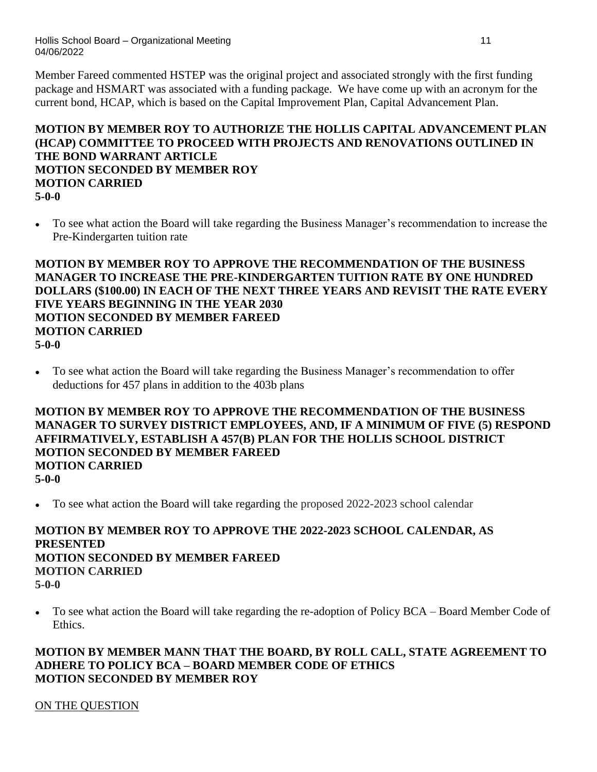Member Fareed commented HSTEP was the original project and associated strongly with the first funding package and HSMART was associated with a funding package. We have come up with an acronym for the current bond, HCAP, which is based on the Capital Improvement Plan, Capital Advancement Plan.

**MOTION BY MEMBER ROY TO AUTHORIZE THE HOLLIS CAPITAL ADVANCEMENT PLAN (HCAP) COMMITTEE TO PROCEED WITH PROJECTS AND RENOVATIONS OUTLINED IN THE BOND WARRANT ARTICLE**
**MOTION SECONDED BY MEMBER ROY**
**MOTION CARRIED**
**5-0-0**

- To see what action the Board will take regarding the Business Manager's recommendation to increase the Pre-Kindergarten tuition rate

**MOTION BY MEMBER ROY TO APPROVE THE RECOMMENDATION OF THE BUSINESS MANAGER TO INCREASE THE PRE-KINDERGARTEN TUITION RATE BY ONE HUNDRED DOLLARS ($100.00) IN EACH OF THE NEXT THREE YEARS AND REVISIT THE RATE EVERY FIVE YEARS BEGINNING IN THE YEAR 2030**
**MOTION SECONDED BY MEMBER FAREED**
**MOTION CARRIED**
**5-0-0**

- To see what action the Board will take regarding the Business Manager's recommendation to offer deductions for 457 plans in addition to the 403b plans

**MOTION BY MEMBER ROY TO APPROVE THE RECOMMENDATION OF THE BUSINESS MANAGER TO SURVEY DISTRICT EMPLOYEES, AND, IF A MINIMUM OF FIVE (5) RESPOND AFFIRMATIVELY, ESTABLISH A 457(B) PLAN FOR THE HOLLIS SCHOOL DISTRICT**
**MOTION SECONDED BY MEMBER FAREED**
**MOTION CARRIED**
**5-0-0**

- To see what action the Board will take regarding the proposed 2022-2023 school calendar

**MOTION BY MEMBER ROY TO APPROVE THE 2022-2023 SCHOOL CALENDAR, AS PRESENTED**
**MOTION SECONDED BY MEMBER FAREED**
**MOTION CARRIED**
**5-0-0**

- To see what action the Board will take regarding the re-adoption of Policy BCA – Board Member Code of Ethics.

**MOTION BY MEMBER MANN THAT THE BOARD, BY ROLL CALL, STATE AGREEMENT TO ADHERE TO POLICY BCA – BOARD MEMBER CODE OF ETHICS**
**MOTION SECONDED BY MEMBER ROY**

<u>ON THE QUESTION</u>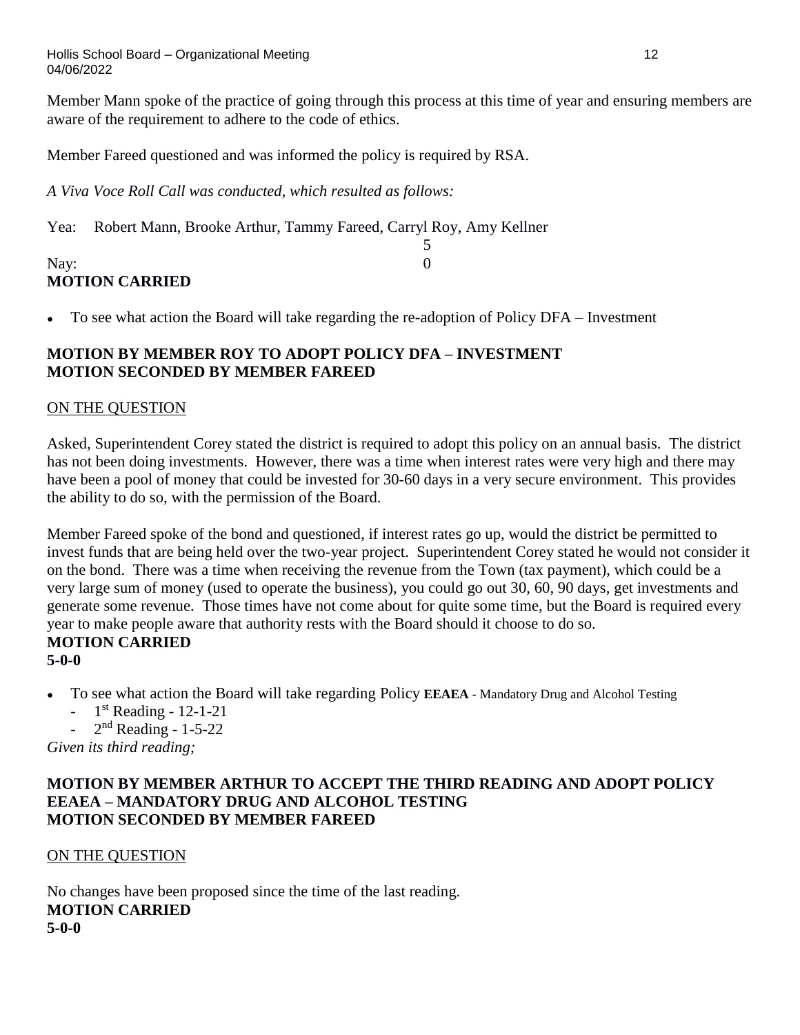Member Mann spoke of the practice of going through this process at this time of year and ensuring members are aware of the requirement to adhere to the code of ethics.

Member Fareed questioned and was informed the policy is required by RSA.

*A Viva Voce Roll Call was conducted, which resulted as follows:*

Yea: Robert Mann, Brooke Arthur, Tammy Fareed, Carryl Roy, Amy Kellner 5

Nay: 0

**MOTION CARRIED**

- To see what action the Board will take regarding the re-adoption of Policy DFA – Investment

**MOTION BY MEMBER ROY TO ADOPT POLICY DFA – INVESTMENT**
**MOTION SECONDED BY MEMBER FAREED**

ON THE QUESTION

Asked, Superintendent Corey stated the district is required to adopt this policy on an annual basis. The district has not been doing investments. However, there was a time when interest rates were very high and there may have been a pool of money that could be invested for 30-60 days in a very secure environment. This provides the ability to do so, with the permission of the Board.

Member Fareed spoke of the bond and questioned, if interest rates go up, would the district be permitted to invest funds that are being held over the two-year project. Superintendent Corey stated he would not consider it on the bond. There was a time when receiving the revenue from the Town (tax payment), which could be a very large sum of money (used to operate the business), you could go out 30, 60, 90 days, get investments and generate some revenue. Those times have not come about for quite some time, but the Board is required every year to make people aware that authority rests with the Board should it choose to do so.

**MOTION CARRIED**
**5-0-0**

- To see what action the Board will take regarding Policy **EEAEA** - Mandatory Drug and Alcohol Testing
  - 1st Reading - 12-1-21
  - 2nd Reading - 1-5-22

*Given its third reading;*

**MOTION BY MEMBER ARTHUR TO ACCEPT THE THIRD READING AND ADOPT POLICY EEAEA – MANDATORY DRUG AND ALCOHOL TESTING**
**MOTION SECONDED BY MEMBER FAREED**

ON THE QUESTION

No changes have been proposed since the time of the last reading.

**MOTION CARRIED**
**5-0-0**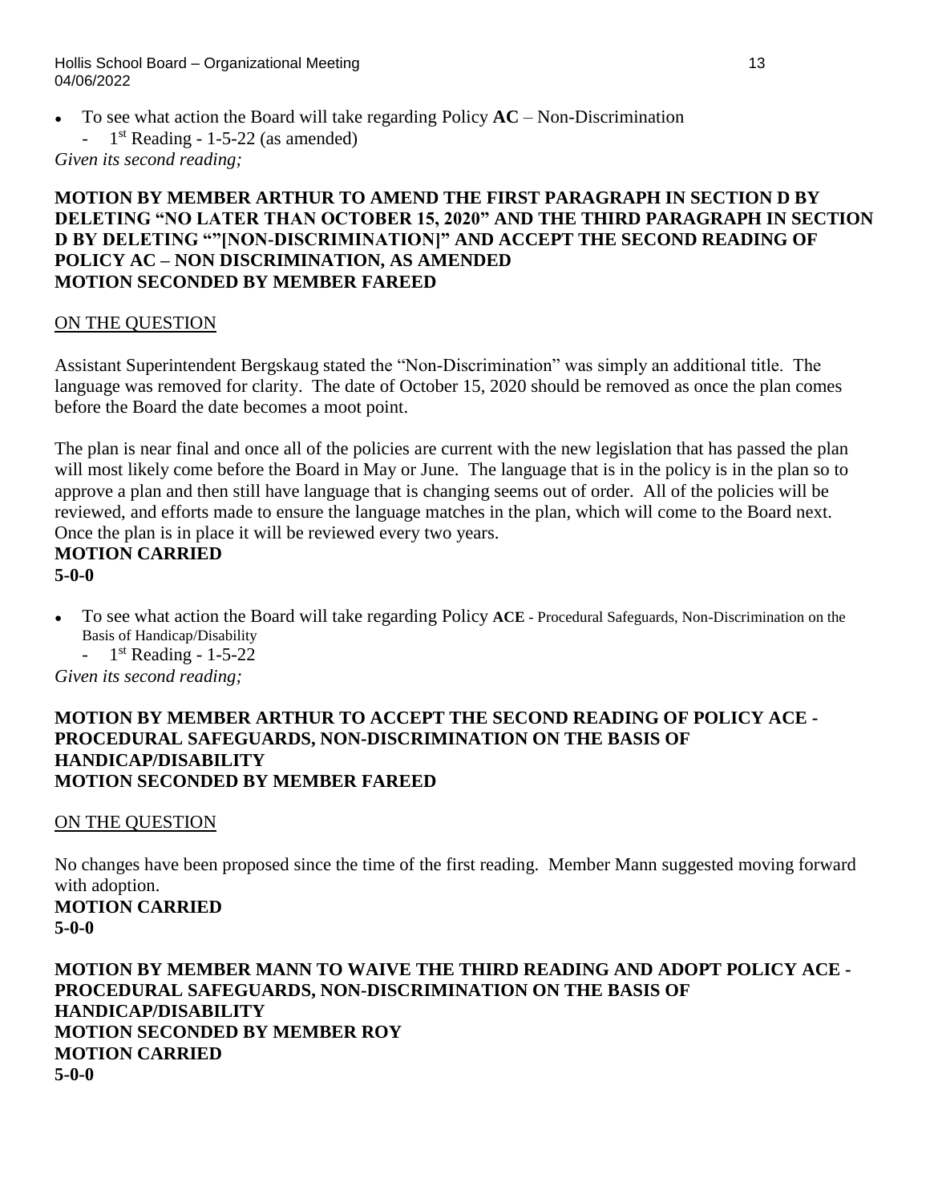- To see what action the Board will take regarding Policy **AC** – Non-Discrimination
  - 1st Reading - 1-5-22 (as amended)

*Given its second reading;*

**MOTION BY MEMBER ARTHUR TO AMEND THE FIRST PARAGRAPH IN SECTION D BY DELETING "NO LATER THAN OCTOBER 15, 2020" AND THE THIRD PARAGRAPH IN SECTION D BY DELETING ""[NON-DISCRIMINATION]" AND ACCEPT THE SECOND READING OF POLICY AC – NON DISCRIMINATION, AS AMENDED**
**MOTION SECONDED BY MEMBER FAREED**

<u>ON THE QUESTION</u>

Assistant Superintendent Bergskaug stated the "Non-Discrimination" was simply an additional title. The language was removed for clarity. The date of October 15, 2020 should be removed as once the plan comes before the Board the date becomes a moot point.

The plan is near final and once all of the policies are current with the new legislation that has passed the plan will most likely come before the Board in May or June. The language that is in the policy is in the plan so to approve a plan and then still have language that is changing seems out of order. All of the policies will be reviewed, and efforts made to ensure the language matches in the plan, which will come to the Board next. Once the plan is in place it will be reviewed every two years.

**MOTION CARRIED**
**5-0-0**

- To see what action the Board will take regarding Policy **ACE** - Procedural Safeguards, Non-Discrimination on the Basis of Handicap/Disability
  - 1st Reading - 1-5-22

*Given its second reading;*

**MOTION BY MEMBER ARTHUR TO ACCEPT THE SECOND READING OF POLICY ACE - PROCEDURAL SAFEGUARDS, NON-DISCRIMINATION ON THE BASIS OF HANDICAP/DISABILITY**
**MOTION SECONDED BY MEMBER FAREED**

<u>ON THE QUESTION</u>

No changes have been proposed since the time of the first reading. Member Mann suggested moving forward with adoption.

**MOTION CARRIED**
**5-0-0**

**MOTION BY MEMBER MANN TO WAIVE THE THIRD READING AND ADOPT POLICY ACE - PROCEDURAL SAFEGUARDS, NON-DISCRIMINATION ON THE BASIS OF HANDICAP/DISABILITY**
**MOTION SECONDED BY MEMBER ROY**
**MOTION CARRIED**
**5-0-0**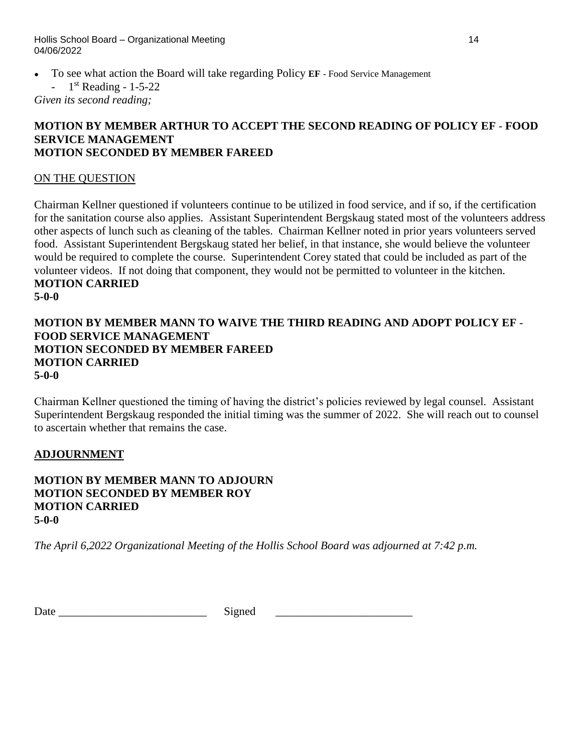- To see what action the Board will take regarding Policy **EF** - Food Service Management
  - 1st Reading - 1-5-22

*Given its second reading;*

**MOTION BY MEMBER ARTHUR TO ACCEPT THE SECOND READING OF POLICY EF - FOOD SERVICE MANAGEMENT**
**MOTION SECONDED BY MEMBER FAREED**

ON THE QUESTION

Chairman Kellner questioned if volunteers continue to be utilized in food service, and if so, if the certification for the sanitation course also applies. Assistant Superintendent Bergskaug stated most of the volunteers address other aspects of lunch such as cleaning of the tables. Chairman Kellner noted in prior years volunteers served food. Assistant Superintendent Bergskaug stated her belief, in that instance, she would believe the volunteer would be required to complete the course. Superintendent Corey stated that could be included as part of the volunteer videos. If not doing that component, they would not be permitted to volunteer in the kitchen.
**MOTION CARRIED**
**5-0-0**

**MOTION BY MEMBER MANN TO WAIVE THE THIRD READING AND ADOPT POLICY EF - FOOD SERVICE MANAGEMENT**
**MOTION SECONDED BY MEMBER FAREED**
**MOTION CARRIED**
**5-0-0**

Chairman Kellner questioned the timing of having the district's policies reviewed by legal counsel. Assistant Superintendent Bergskaug responded the initial timing was the summer of 2022. She will reach out to counsel to ascertain whether that remains the case.

## ADJOURNMENT

**MOTION BY MEMBER MANN TO ADJOURN**
**MOTION SECONDED BY MEMBER ROY**
**MOTION CARRIED**
**5-0-0**

*The April 6,2022 Organizational Meeting of the Hollis School Board was adjourned at 7:42 p.m.*

Date \_\_\_\_\_\_\_\_\_\_\_\_\_\_\_\_\_\_\_\_\_\_\_\_\_\_ Signed \_\_\_\_\_\_\_\_\_\_\_\_\_\_\_\_\_\_\_\_\_\_\_\_\_\_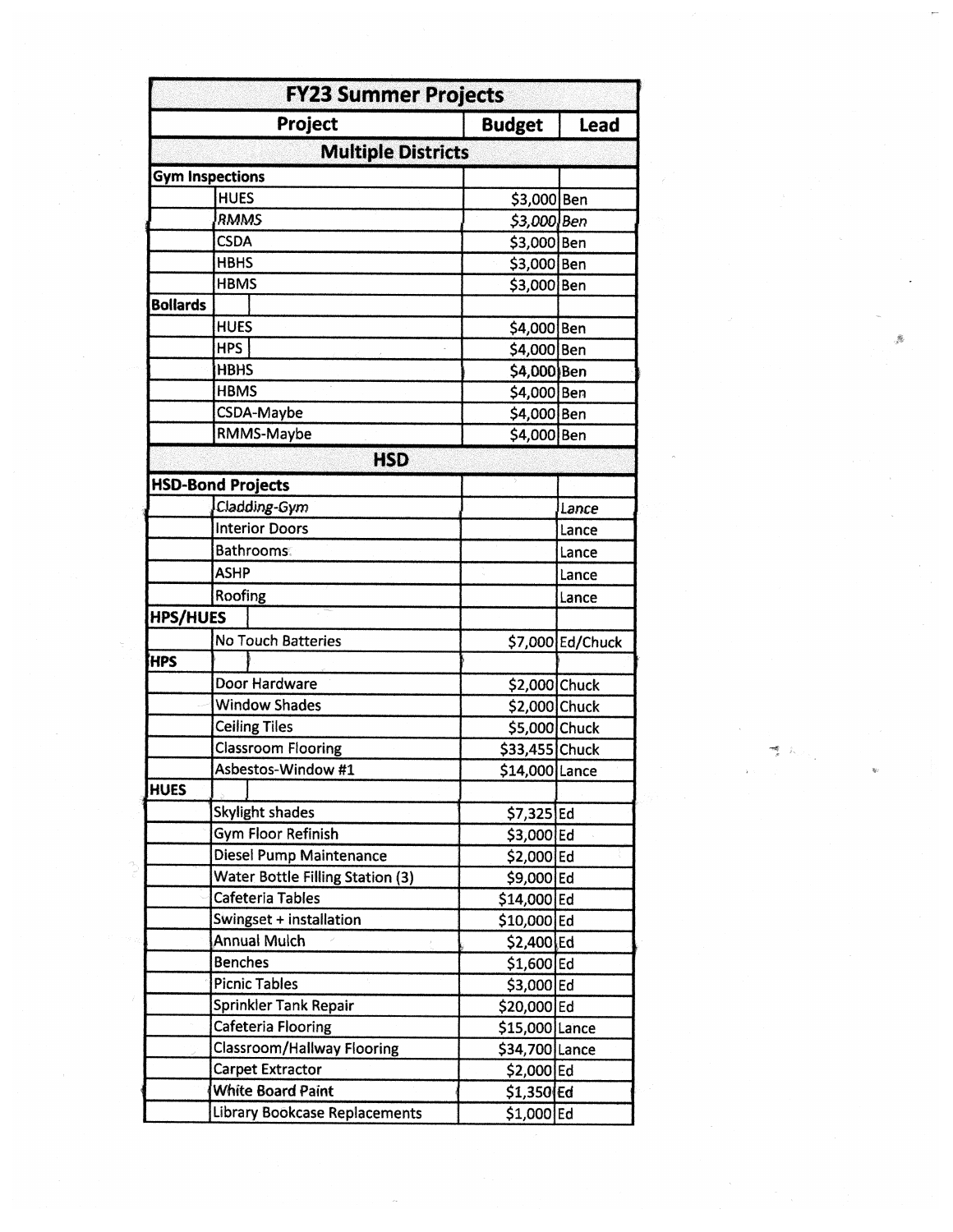| FY23 Summer Projects | | | |
|---|---|---|---|
| **Project** | | **Budget** | **Lead** |
| **Multiple Districts** | | | |
| **Gym Inspections** | | | |
| | HUES | $3,000 | Ben |
| | *RMMS* | *$3,000* | *Ben* |
| | CSDA | $3,000 | Ben |
| | HBHS | $3,000 | Ben |
| | HBMS | $3,000 | Ben |
| **Bollards** | | | |
| | HUES | $4,000 | Ben |
| | HPS | $4,000 | Ben |
| | HBHS | $4,000 | Ben |
| | HBMS | $4,000 | Ben |
| | CSDA-Maybe | $4,000 | Ben |
| | RMMS-Maybe | $4,000 | Ben |
| **HSD** | | | |
| **HSD-Bond Projects** | | | |
| | *Cladding-Gym* | | *Lance* |
| | Interior Doors | | Lance |
| | Bathrooms | | Lance |
| | ASHP | | Lance |
| | Roofing | | Lance |
| **HPS/HUES** | | | |
| | No Touch Batteries | $7,000 | Ed/Chuck |
| **HPS** | | | |
| | Door Hardware | $2,000 | Chuck |
| | Window Shades | $2,000 | Chuck |
| | Ceiling Tiles | $5,000 | Chuck |
| | Classroom Flooring | $33,455 | Chuck |
| | Asbestos-Window #1 | $14,000 | Lance |
| **HUES** | | | |
| | Skylight shades | $7,325 | Ed |
| | Gym Floor Refinish | $3,000 | Ed |
| | Diesel Pump Maintenance | $2,000 | Ed |
| | Water Bottle Filling Station (3) | $9,000 | Ed |
| | Cafeteria Tables | $14,000 | Ed |
| | Swingset + installation | $10,000 | Ed |
| | Annual Mulch | $2,400 | Ed |
| | Benches | $1,600 | Ed |
| | Picnic Tables | $3,000 | Ed |
| | Sprinkler Tank Repair | $20,000 | Ed |
| | Cafeteria Flooring | $15,000 | Lance |
| | Classroom/Hallway Flooring | $34,700 | Lance |
| | Carpet Extractor | $2,000 | Ed |
| | White Board Paint | $1,350 | Ed |
| | Library Bookcase Replacements | $1,000 | Ed |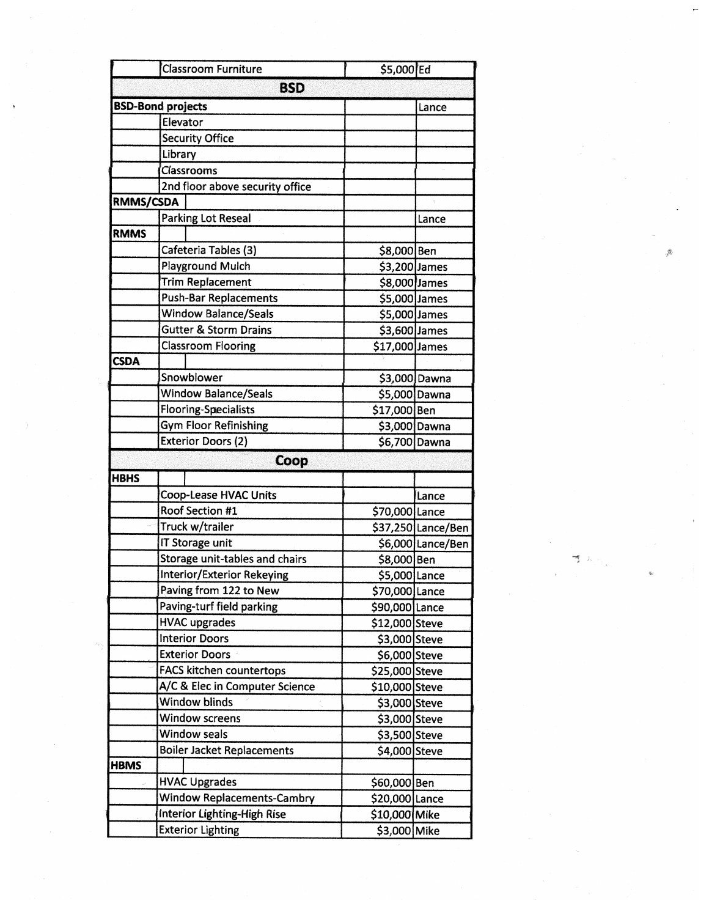| | | | |
|---|---|---|---|
| | Classroom Furniture | $5,000 | Ed |
| **BSD** | | | |
| **BSD-Bond projects** | | | Lance |
| | Elevator | | |
| | Security Office | | |
| | Library | | |
| | Classrooms | | |
| | 2nd floor above security office | | |
| **RMMS/CSDA** | | | |
| | Parking Lot Reseal | | Lance |
| **RMMS** | | | |
| | Cafeteria Tables (3) | $8,000 | Ben |
| | Playground Mulch | $3,200 | James |
| | Trim Replacement | $8,000 | James |
| | Push-Bar Replacements | $5,000 | James |
| | Window Balance/Seals | $5,000 | James |
| | Gutter & Storm Drains | $3,600 | James |
| | Classroom Flooring | $17,000 | James |
| **CSDA** | | | |
| | Snowblower | $3,000 | Dawna |
| | Window Balance/Seals | $5,000 | Dawna |
| | Flooring-Specialists | $17,000 | Ben |
| | Gym Floor Refinishing | $3,000 | Dawna |
| | Exterior Doors (2) | $6,700 | Dawna |
| **Coop** | | | |
| **HBHS** | | | |
| | Coop-Lease HVAC Units | | Lance |
| | Roof Section #1 | $70,000 | Lance |
| | Truck w/trailer | $37,250 | Lance/Ben |
| | IT Storage unit | $6,000 | Lance/Ben |
| | Storage unit-tables and chairs | $8,000 | Ben |
| | Interior/Exterior Rekeying | $5,000 | Lance |
| | Paving from 122 to New | $70,000 | Lance |
| | Paving-turf field parking | $90,000 | Lance |
| | HVAC upgrades | $12,000 | Steve |
| | Interior Doors | $3,000 | Steve |
| | Exterior Doors | $6,000 | Steve |
| | FACS kitchen countertops | $25,000 | Steve |
| | A/C & Elec in Computer Science | $10,000 | Steve |
| | Window blinds | $3,000 | Steve |
| | Window screens | $3,000 | Steve |
| | Window seals | $3,500 | Steve |
| | Boiler Jacket Replacements | $4,000 | Steve |
| **HBMS** | | | |
| | HVAC Upgrades | $60,000 | Ben |
| | Window Replacements-Cambry | $20,000 | Lance |
| | Interior Lighting-High Rise | $10,000 | Mike |
| | Exterior Lighting | $3,000 | Mike |